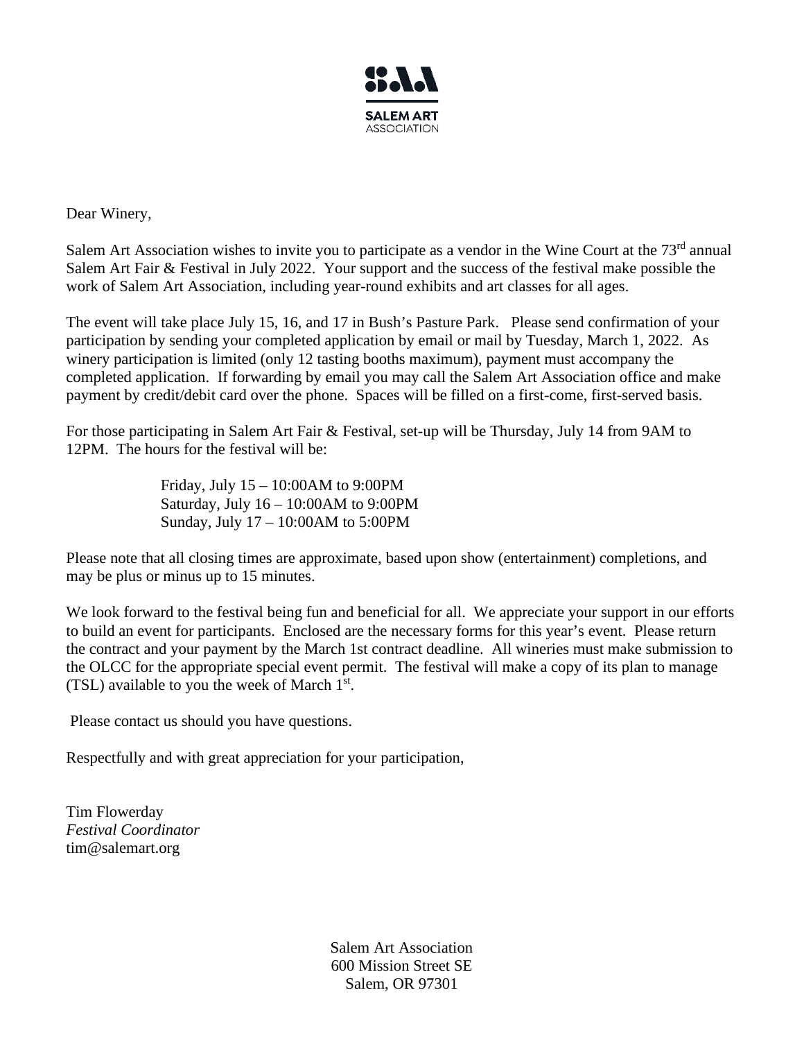SALEM ART
ASSOCIATION

Dear Winery,

Salem Art Association wishes to invite you to participate as a vendor in the Wine Court at the 73rd annual Salem Art Fair & Festival in July 2022. Your support and the success of the festival make possible the work of Salem Art Association, including year-round exhibits and art classes for all ages.

The event will take place July 15, 16, and 17 in Bush's Pasture Park. Please send confirmation of your participation by sending your completed application by email or mail by Tuesday, March 1, 2022. As winery participation is limited (only 12 tasting booths maximum), payment must accompany the completed application. If forwarding by email you may call the Salem Art Association office and make payment by credit/debit card over the phone. Spaces will be filled on a first-come, first-served basis.

For those participating in Salem Art Fair & Festival, set-up will be Thursday, July 14 from 9AM to 12PM. The hours for the festival will be:

Friday, July 15 – 10:00AM to 9:00PM
Saturday, July 16 – 10:00AM to 9:00PM
Sunday, July 17 – 10:00AM to 5:00PM

Please note that all closing times are approximate, based upon show (entertainment) completions, and may be plus or minus up to 15 minutes.

We look forward to the festival being fun and beneficial for all. We appreciate your support in our efforts to build an event for participants. Enclosed are the necessary forms for this year's event. Please return the contract and your payment by the March 1st contract deadline. All wineries must make submission to the OLCC for the appropriate special event permit. The festival will make a copy of its plan to manage (TSL) available to you the week of March 1st.

Please contact us should you have questions.

Respectfully and with great appreciation for your participation,

Tim Flowerday
*Festival Coordinator*
tim@salemart.org

Salem Art Association
600 Mission Street SE
Salem, OR 97301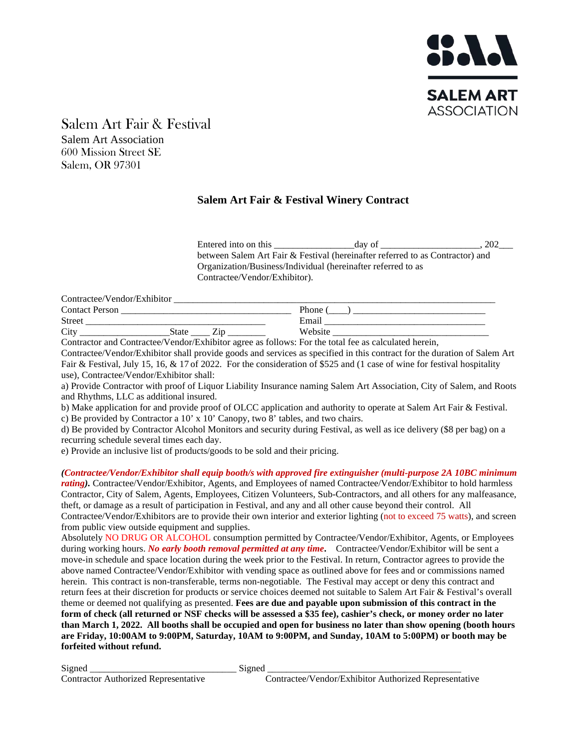SALEM ART ASSOCIATION

# Salem Art Fair & Festival

Salem Art Association
600 Mission Street SE
Salem, OR 97301

## Salem Art Fair & Festival Winery Contract

Entered into on this ________________day of ____________________, 202___ between Salem Art Fair & Festival (hereinafter referred to as Contractor) and Organization/Business/Individual (hereinafter referred to as Contractee/Vendor/Exhibitor).

Contractee/Vendor/Exhibitor ____________________________________________________________________

Contact Person ___________________________________ Phone (____) ____________________________

Street ___________________________________ Email ___________________________________

City __________________State ____ Zip ________ Website _________________________________

Contractor and Contractee/Vendor/Exhibitor agree as follows: For the total fee as calculated herein, Contractee/Vendor/Exhibitor shall provide goods and services as specified in this contract for the duration of Salem Art Fair & Festival, July 15, 16, & 17 of 2022. For the consideration of $525 and (1 case of wine for festival hospitality use), Contractee/Vendor/Exhibitor shall:

a) Provide Contractor with proof of Liquor Liability Insurance naming Salem Art Association, City of Salem, and Roots and Rhythms, LLC as additional insured.

b) Make application for and provide proof of OLCC application and authority to operate at Salem Art Fair & Festival.

c) Be provided by Contractor a 10' x 10' Canopy, two 8' tables, and two chairs.

d) Be provided by Contractor Alcohol Monitors and security during Festival, as well as ice delivery ($8 per bag) on a recurring schedule several times each day.

e) Provide an inclusive list of products/goods to be sold and their pricing.

***(Contractee/Vendor/Exhibitor shall equip booth/s with approved fire extinguisher (multi-purpose 2A 10BC minimum rating).*** Contractee/Vendor/Exhibitor, Agents, and Employees of named Contractee/Vendor/Exhibitor to hold harmless Contractor, City of Salem, Agents, Employees, Citizen Volunteers, Sub-Contractors, and all others for any malfeasance, theft, or damage as a result of participation in Festival, and any and all other cause beyond their control. All Contractee/Vendor/Exhibitors are to provide their own interior and exterior lighting (not to exceed 75 watts), and screen from public view outside equipment and supplies.

Absolutely NO DRUG OR ALCOHOL consumption permitted by Contractee/Vendor/Exhibitor, Agents, or Employees during working hours. ***No early booth removal permitted at any time***. Contractee/Vendor/Exhibitor will be sent a move-in schedule and space location during the week prior to the Festival. In return, Contractor agrees to provide the above named Contractee/Vendor/Exhibitor with vending space as outlined above for fees and or commissions named herein. This contract is non-transferable, terms non-negotiable. The Festival may accept or deny this contract and return fees at their discretion for products or service choices deemed not suitable to Salem Art Fair & Festival's overall theme or deemed not qualifying as presented. **Fees are due and payable upon submission of this contract in the form of check (all returned or NSF checks will be assessed a $35 fee), cashier's check, or money order no later than March 1, 2022. All booths shall be occupied and open for business no later than show opening (booth hours are Friday, 10:00AM to 9:00PM, Saturday, 10AM to 9:00PM, and Sunday, 10AM to 5:00PM) or booth may be forfeited without refund.**

Signed ______________________________ Signed ________________________________________

Contractor Authorized Representative Contractee/Vendor/Exhibitor Authorized Representative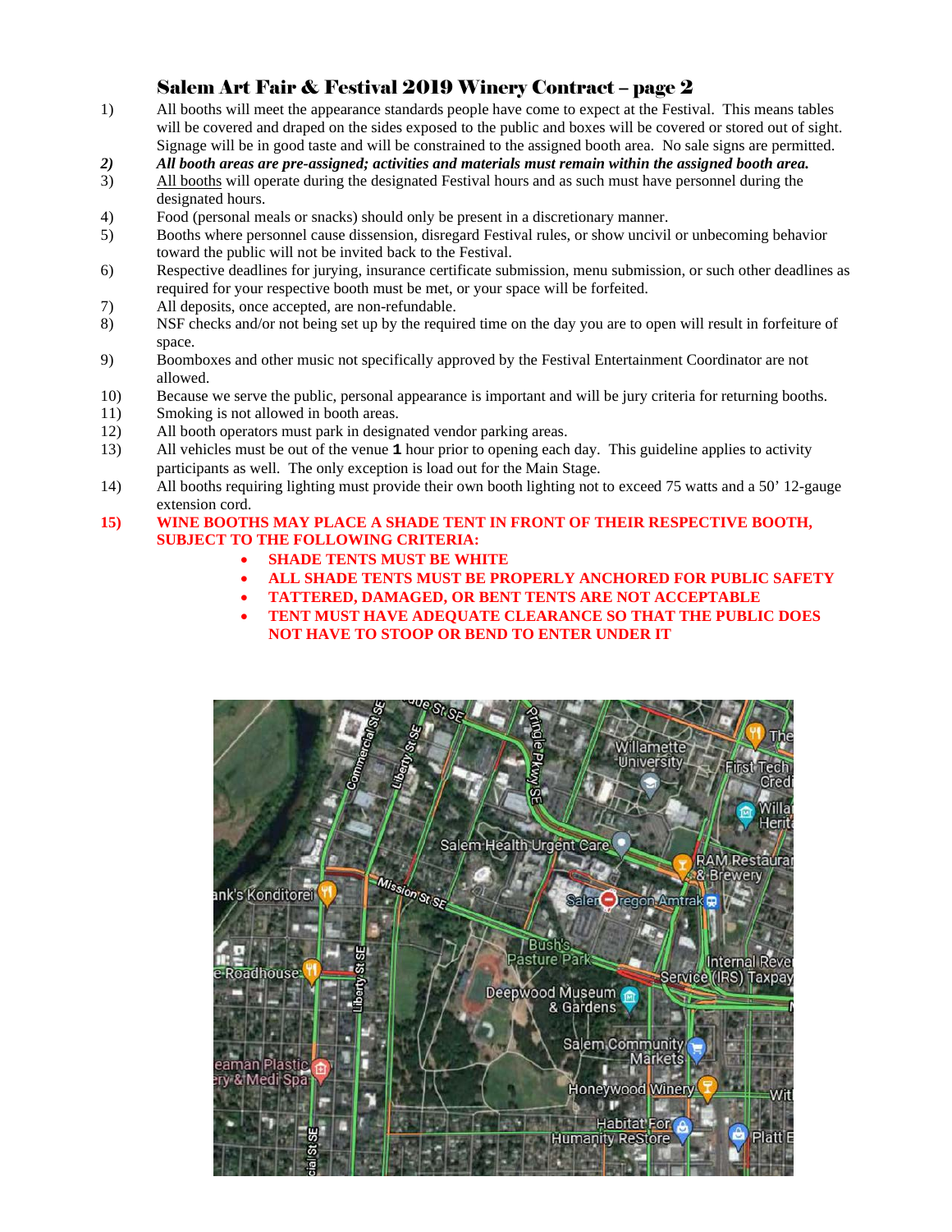# Salem Art Fair & Festival 2019 Winery Contract – page 2

1) All booths will meet the appearance standards people have come to expect at the Festival. This means tables will be covered and draped on the sides exposed to the public and boxes will be covered or stored out of sight. Signage will be in good taste and will be constrained to the assigned booth area. No sale signs are permitted.

***2) All booth areas are pre-assigned; activities and materials must remain within the assigned booth area.***

3) All booths will operate during the designated Festival hours and as such must have personnel during the designated hours.

4) Food (personal meals or snacks) should only be present in a discretionary manner.

5) Booths where personnel cause dissension, disregard Festival rules, or show uncivil or unbecoming behavior toward the public will not be invited back to the Festival.

6) Respective deadlines for jurying, insurance certificate submission, menu submission, or such other deadlines as required for your respective booth must be met, or your space will be forfeited.

7) All deposits, once accepted, are non-refundable.

8) NSF checks and/or not being set up by the required time on the day you are to open will result in forfeiture of space.

9) Boomboxes and other music not specifically approved by the Festival Entertainment Coordinator are not allowed.

10) Because we serve the public, personal appearance is important and will be jury criteria for returning booths.

11) Smoking is not allowed in booth areas.

12) All booth operators must park in designated vendor parking areas.

13) All vehicles must be out of the venue **1** hour prior to opening each day. This guideline applies to activity participants as well. The only exception is load out for the Main Stage.

14) All booths requiring lighting must provide their own booth lighting not to exceed 75 watts and a 50' 12-gauge extension cord.

**15) WINE BOOTHS MAY PLACE A SHADE TENT IN FRONT OF THEIR RESPECTIVE BOOTH, SUBJECT TO THE FOLLOWING CRITERIA:**

- **SHADE TENTS MUST BE WHITE**
- **ALL SHADE TENTS MUST BE PROPERLY ANCHORED FOR PUBLIC SAFETY**
- **TATTERED, DAMAGED, OR BENT TENTS ARE NOT ACCEPTABLE**
- **TENT MUST HAVE ADEQUATE CLEARANCE SO THAT THE PUBLIC DOES NOT HAVE TO STOOP OR BEND TO ENTER UNDER IT**